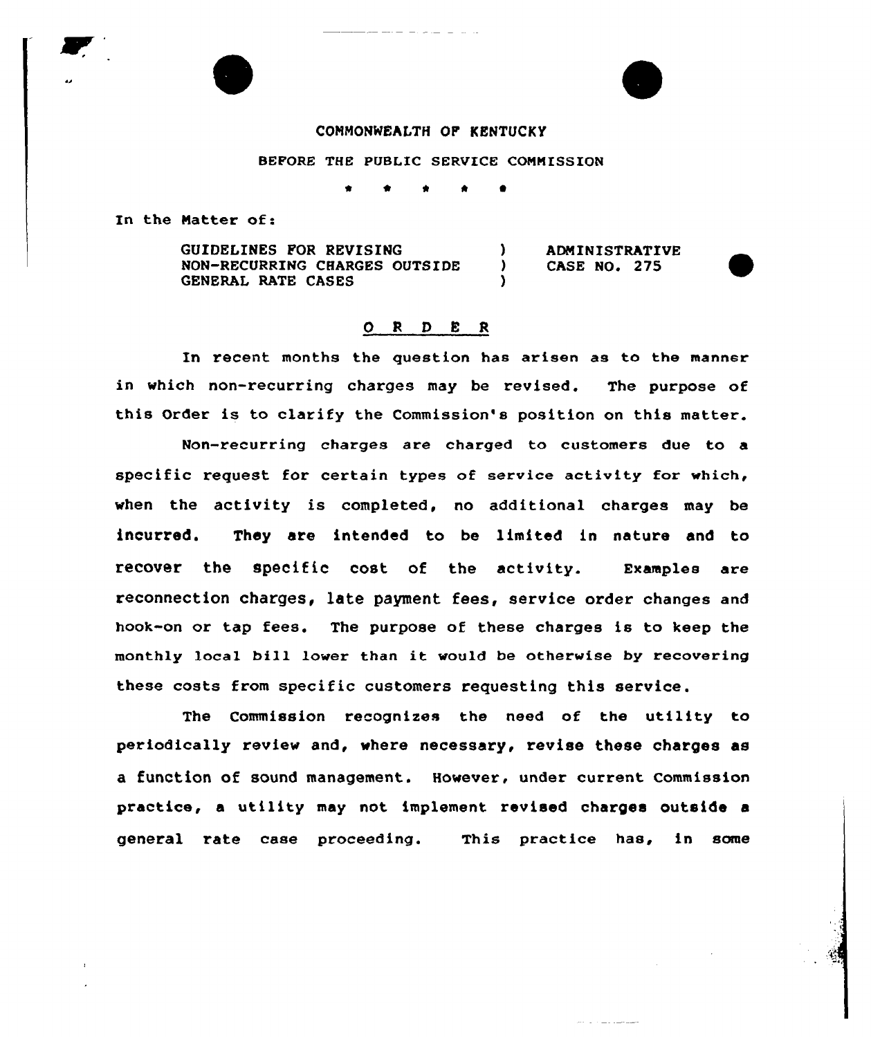COMMONWEALTH OF KENTUCKY

BEFORE THE PUBLIC SERVICE COMMISSION

\* \* \* \* \*

In the Matter of:

| | | |
|---|---|---|
| GUIDELINES FOR REVISING NON-RECURRING CHARGES OUTSIDE GENERAL RATE CASES | ) ) ) | ADMINISTRATIVE CASE NO. 275 |

## O R D E R

In recent months the question has arisen as to the manner in which non-recurring charges may be revised. The purpose of this Order is to clarify the Commission's position on this matter.

Non-recurring charges are charged to customers due to a specific request for certain types of service activity for which, when the activity is completed, no additional charges may be incurred. They are intended to be limited in nature and to recover the specific cost of the activity. Examples are reconnection charges, late payment fees, service order changes and hook-on or tap fees. The purpose of these charges is to keep the monthly local bill lower than it would be otherwise by recovering these costs from specific customers requesting this service.

The Commission recognizes the need of the utility to periodically review and, where necessary, revise these charges as a function of sound management. However, under current Commission practice, a utility may not implement revised charges outside a general rate case proceeding. This practice has, in some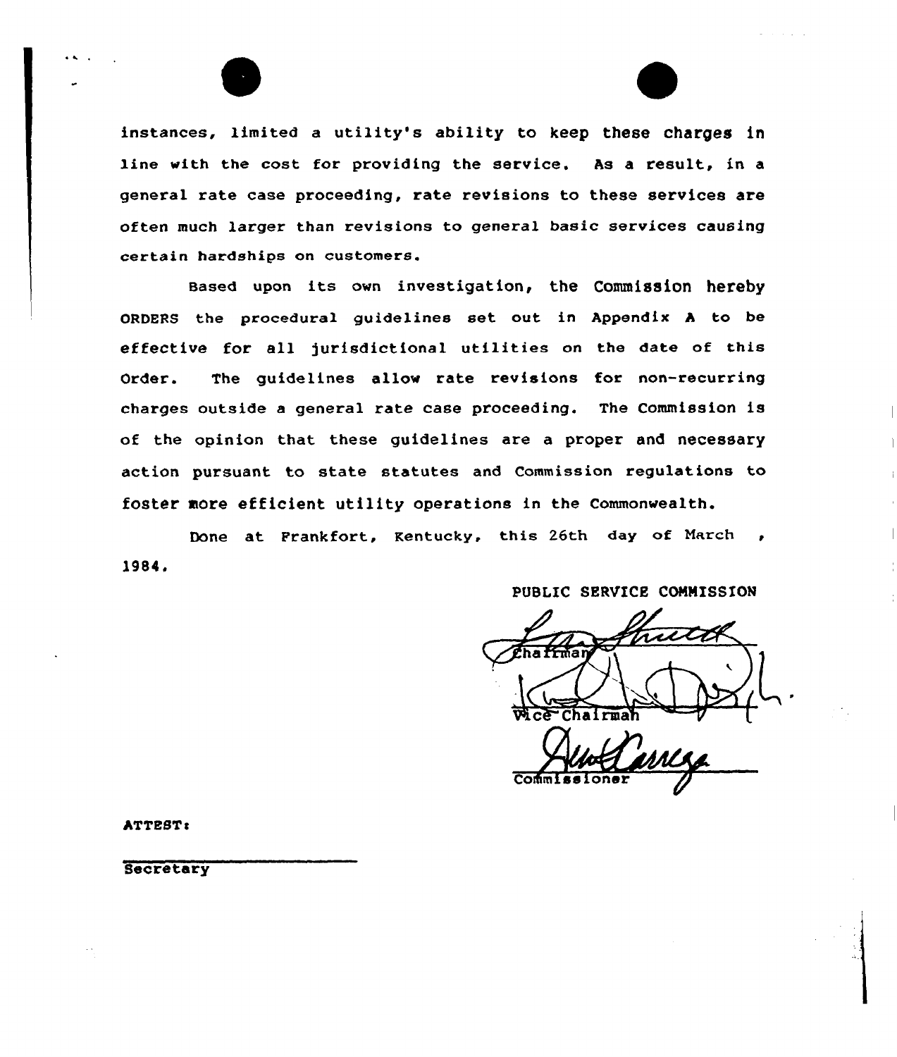instances, limited a utility's ability to keep these charges in line with the cost for providing the service. As a result, in a general rate case proceeding, rate revisions to these services are often much larger than revisions to general basic services causing certain hardships on customers.

Based upon its own investigation, the Commission hereby ORDERS the procedural guidelines set out in Appendix A to be effective for all jurisdictional utilities on the date of this Order. The guidelines allow rate revisions for non-recurring charges outside a general rate case proceeding. The Commission is of the opinion that these guidelines are a proper and necessary action pursuant to state statutes and Commission regulations to foster more efficient utility operations in the Commonwealth.

Done at Frankfort, Kentucky, this 26th day of March, 1984.

PUBLIC SERVICE COMMISSION

Chairman

Vice Chairman

Commissioner

ATTEST:

Secretary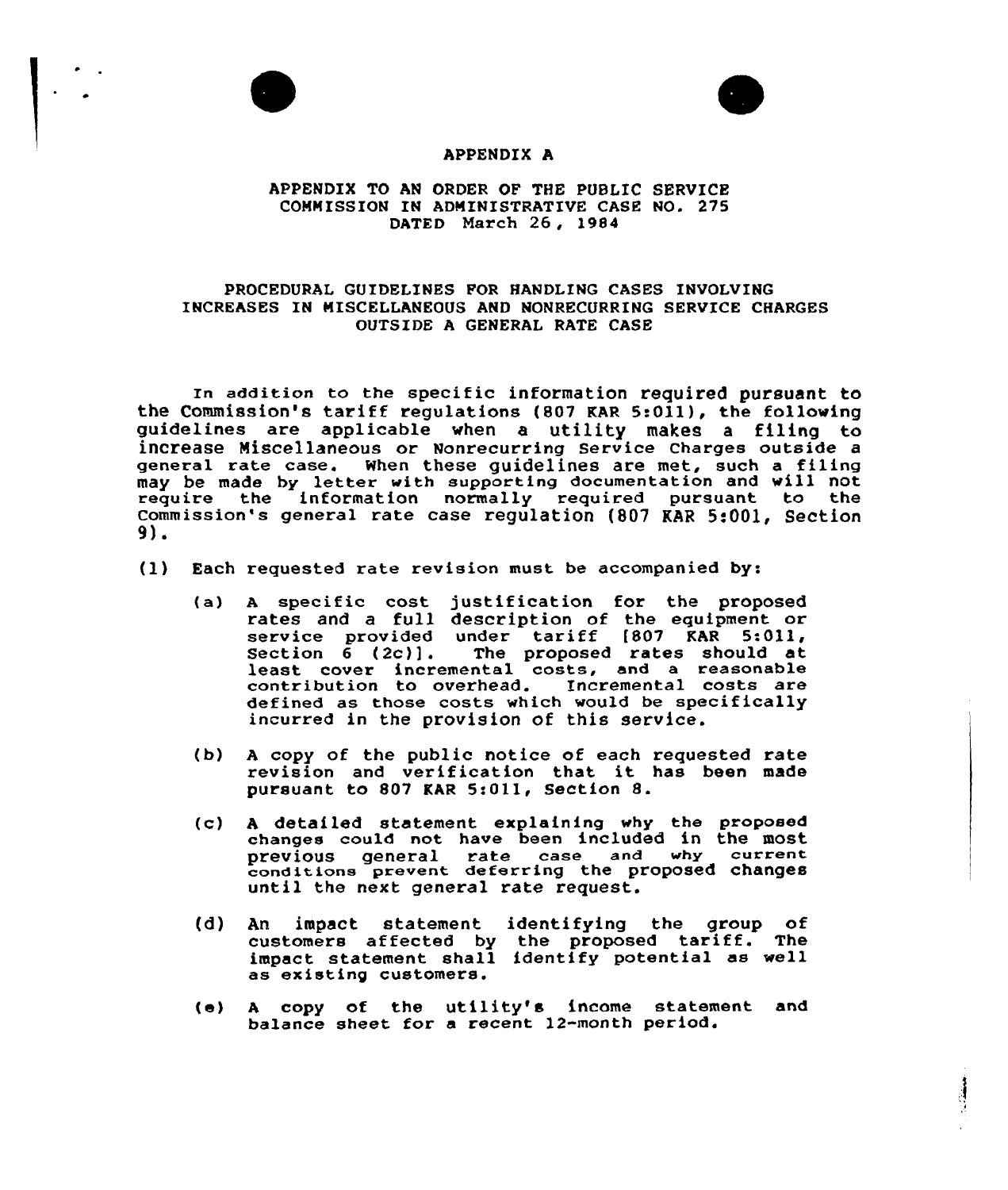# APPENDIX A

APPENDIX TO AN ORDER OF THE PUBLIC SERVICE COMMISSION IN ADMINISTRATIVE CASE NO. 275 DATED March 26, 1984

## PROCEDURAL GUIDELINES FOR HANDLING CASES INVOLVING INCREASES IN MISCELLANEOUS AND NONRECURRING SERVICE CHARGES OUTSIDE A GENERAL RATE CASE

In addition to the specific information required pursuant to the Commission's tariff regulations (807 KAR 5:011), the following guidelines are applicable when a utility makes a filing to increase Miscellaneous or Nonrecurring Service Charges outside a general rate case. When these guidelines are met, such a filing may be made by letter with supporting documentation and will not require the information normally required pursuant to the Commission's general rate case regulation (807 KAR 5:001, Section 9).

(1) Each requested rate revision must be accompanied by:

(a) A specific cost justification for the proposed rates and a full description of the equipment or service provided under tariff [807 KAR 5:011, Section 6 (2c)]. The proposed rates should at least cover incremental costs, and a reasonable contribution to overhead. Incremental costs are defined as those costs which would be specifically incurred in the provision of this service.

(b) A copy of the public notice of each requested rate revision and verification that it has been made pursuant to 807 KAR 5:011, Section 8.

(c) A detailed statement explaining why the proposed changes could not have been included in the most previous general rate case and why current conditions prevent deferring the proposed changes until the next general rate request.

(d) An impact statement identifying the group of customers affected by the proposed tariff. The impact statement shall identify potential as well as existing customers.

(e) A copy of the utility's income statement and balance sheet for a recent 12-month period.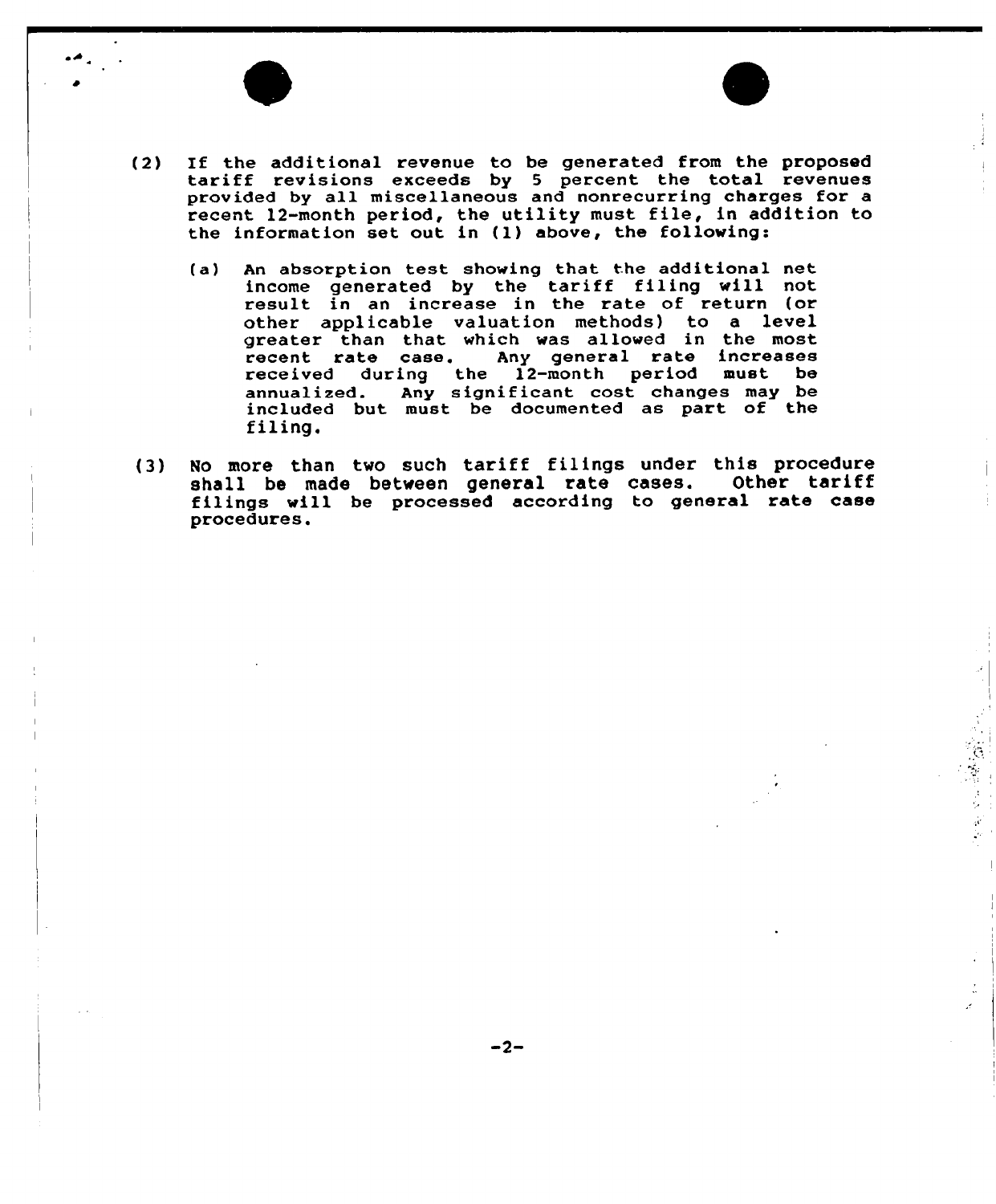(2) If the additional revenue to be generated from the proposed tariff revisions exceeds by 5 percent the total revenues provided by all miscellaneous and nonrecurring charges for a recent 12-month period, the utility must file, in addition to the information set out in (1) above, the following:

   (a) An absorption test showing that the additional net income generated by the tariff filing will not result in an increase in the rate of return (or other applicable valuation methods) to a level greater than that which was allowed in the most recent rate case. Any general rate increases received during the 12-month period must be annualized. Any significant cost changes may be included but must be documented as part of the filing.

(3) No more than two such tariff filings under this procedure shall be made between general rate cases. Other tariff filings will be processed according to general rate case procedures.